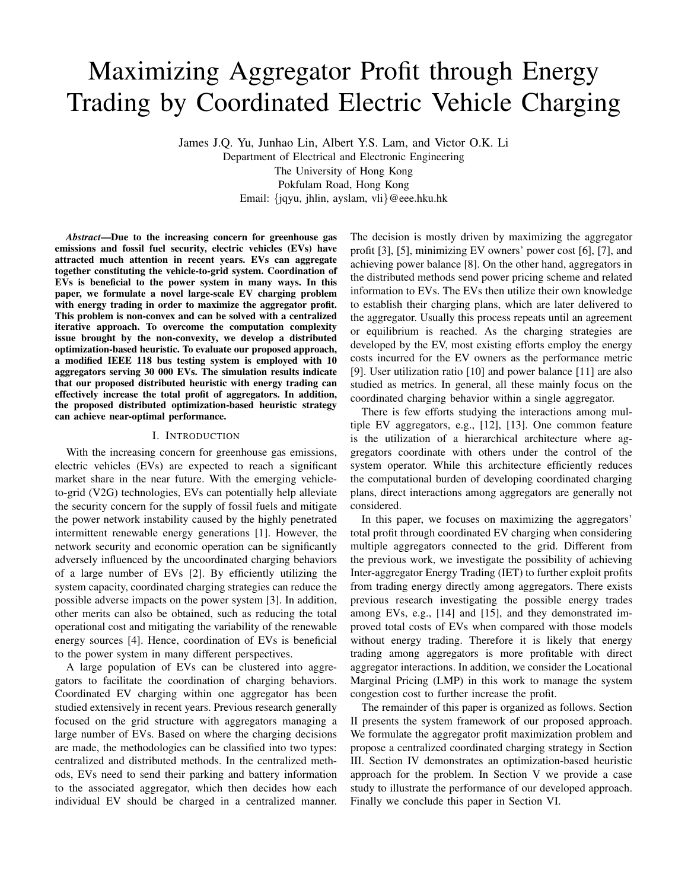# Maximizing Aggregator Profit through Energy Trading by Coordinated Electric Vehicle Charging

James J.Q. Yu, Junhao Lin, Albert Y.S. Lam, and Victor O.K. Li
Department of Electrical and Electronic Engineering
The University of Hong Kong
Pokfulam Road, Hong Kong
Email: {jqyu, jhlin, ayslam, vli}@eee.hku.hk

***Abstract*—Due to the increasing concern for greenhouse gas emissions and fossil fuel security, electric vehicles (EVs) have attracted much attention in recent years. EVs can aggregate together constituting the vehicle-to-grid system. Coordination of EVs is beneficial to the power system in many ways. In this paper, we formulate a novel large-scale EV charging problem with energy trading in order to maximize the aggregator profit. This problem is non-convex and can be solved with a centralized iterative approach. To overcome the computation complexity issue brought by the non-convexity, we develop a distributed optimization-based heuristic. To evaluate our proposed approach, a modified IEEE 118 bus testing system is employed with 10 aggregators serving 30 000 EVs. The simulation results indicate that our proposed distributed heuristic with energy trading can effectively increase the total profit of aggregators. In addition, the proposed distributed optimization-based heuristic strategy can achieve near-optimal performance.**

## I. Introduction

With the increasing concern for greenhouse gas emissions, electric vehicles (EVs) are expected to reach a significant market share in the near future. With the emerging vehicle-to-grid (V2G) technologies, EVs can potentially help alleviate the security concern for the supply of fossil fuels and mitigate the power network instability caused by the highly penetrated intermittent renewable energy generations [1]. However, the network security and economic operation can be significantly adversely influenced by the uncoordinated charging behaviors of a large number of EVs [2]. By efficiently utilizing the system capacity, coordinated charging strategies can reduce the possible adverse impacts on the power system [3]. In addition, other merits can also be obtained, such as reducing the total operational cost and mitigating the variability of the renewable energy sources [4]. Hence, coordination of EVs is beneficial to the power system in many different perspectives.

A large population of EVs can be clustered into aggregators to facilitate the coordination of charging behaviors. Coordinated EV charging within one aggregator has been studied extensively in recent years. Previous research generally focused on the grid structure with aggregators managing a large number of EVs. Based on where the charging decisions are made, the methodologies can be classified into two types: centralized and distributed methods. In the centralized methods, EVs need to send their parking and battery information to the associated aggregator, which then decides how each individual EV should be charged in a centralized manner. The decision is mostly driven by maximizing the aggregator profit [3], [5], minimizing EV owners' power cost [6], [7], and achieving power balance [8]. On the other hand, aggregators in the distributed methods send power pricing scheme and related information to EVs. The EVs then utilize their own knowledge to establish their charging plans, which are later delivered to the aggregator. Usually this process repeats until an agreement or equilibrium is reached. As the charging strategies are developed by the EV, most existing efforts employ the energy costs incurred for the EV owners as the performance metric [9]. User utilization ratio [10] and power balance [11] are also studied as metrics. In general, all these mainly focus on the coordinated charging behavior within a single aggregator.

There is few efforts studying the interactions among multiple EV aggregators, e.g., [12], [13]. One common feature is the utilization of a hierarchical architecture where aggregators coordinate with others under the control of the system operator. While this architecture efficiently reduces the computational burden of developing coordinated charging plans, direct interactions among aggregators are generally not considered.

In this paper, we focuses on maximizing the aggregators' total profit through coordinated EV charging when considering multiple aggregators connected to the grid. Different from the previous work, we investigate the possibility of achieving Inter-aggregator Energy Trading (IET) to further exploit profits from trading energy directly among aggregators. There exists previous research investigating the possible energy trades among EVs, e.g., [14] and [15], and they demonstrated improved total costs of EVs when compared with those models without energy trading. Therefore it is likely that energy trading among aggregators is more profitable with direct aggregator interactions. In addition, we consider the Locational Marginal Pricing (LMP) in this work to manage the system congestion cost to further increase the profit.

The remainder of this paper is organized as follows. Section II presents the system framework of our proposed approach. We formulate the aggregator profit maximization problem and propose a centralized coordinated charging strategy in Section III. Section IV demonstrates an optimization-based heuristic approach for the problem. In Section V we provide a case study to illustrate the performance of our developed approach. Finally we conclude this paper in Section VI.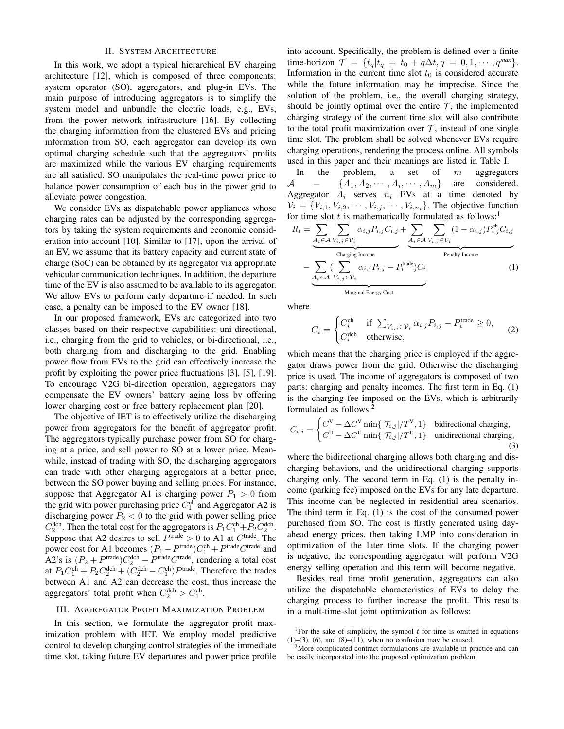## II. System Architecture

In this work, we adopt a typical hierarchical EV charging architecture [12], which is composed of three components: system operator (SO), aggregators, and plug-in EVs. The main purpose of introducing aggregators is to simplify the system model and unbundle the electric loads, e.g., EVs, from the power network infrastructure [16]. By collecting the charging information from the clustered EVs and pricing information from SO, each aggregator can develop its own optimal charging schedule such that the aggregators' profits are maximized while the various EV charging requirements are all satisfied. SO manipulates the real-time power price to balance power consumption of each bus in the power grid to alleviate power congestion.

We consider EVs as dispatchable power appliances whose charging rates can be adjusted by the corresponding aggregators by taking the system requirements and economic consideration into account [10]. Similar to [17], upon the arrival of an EV, we assume that its battery capacity and current state of charge (SoC) can be obtained by its aggregator via appropriate vehicular communication techniques. In addition, the departure time of the EV is also assumed to be available to its aggregator. We allow EVs to perform early departure if needed. In such case, a penalty can be imposed to the EV owner [18].

In our proposed framework, EVs are categorized into two classes based on their respective capabilities: uni-directional, i.e., charging from the grid to vehicles, or bi-directional, i.e., both charging from and discharging to the grid. Enabling power flow from EVs to the grid can effectively increase the profit by exploiting the power price fluctuations [3], [5], [19]. To encourage V2G bi-direction operation, aggregators may compensate the EV owners' battery aging loss by offering lower charging cost or free battery replacement plan [20].

The objective of IET is to effectively utilize the discharging power from aggregators for the benefit of aggregator profit. The aggregators typically purchase power from SO for charging at a price, and sell power to SO at a lower price. Meanwhile, instead of trading with SO, the discharging aggregators can trade with other charging aggregators at a better price, between the SO power buying and selling prices. For instance, suppose that Aggregator A1 is charging power $P_1 > 0$ from the grid with power purchasing price $C_1^{\text{ch}}$ and Aggregator A2 is discharging power $P_2 < 0$ to the grid with power selling price $C_2^{\text{dch}}$. Then the total cost for the aggregators is $P_1 C_1^{\text{ch}} + P_2 C_2^{\text{dch}}$. Suppose that A2 desires to sell $P^{\text{trade}} > 0$ to A1 at $C^{\text{trade}}$. The power cost for A1 becomes $(P_1 - P^{\text{trade}})C_1^{\text{ch}} + P^{\text{trade}} C^{\text{trade}}$ and A2's is $(P_2 + P^{\text{trade}})C_2^{\text{dch}} - P^{\text{trade}} C^{\text{trade}}$, rendering a total cost at $P_1 C_1^{\text{ch}} + P_2 C_2^{\text{dch}} + (C_2^{\text{dch}} - C_1^{\text{ch}})P^{\text{trade}}$. Therefore the trades between A1 and A2 can decrease the cost, thus increase the aggregators' total profit when $C_2^{\text{dch}} > C_1^{\text{ch}}$.

## III. Aggregator Profit Maximization Problem

In this section, we formulate the aggregator profit maximization problem with IET. We employ model predictive control to develop charging control strategies of the immediate time slot, taking future EV departures and power price profile into account. Specifically, the problem is defined over a finite time-horizon $\mathcal{T} = \{t_q | t_q = t_0 + q\Delta t, q = 0, 1, \cdots, q^{max}\}$. Information in the current time slot $t_0$ is considered accurate while the future information may be imprecise. Since the solution of the problem, i.e., the overall charging strategy, should be jointly optimal over the entire $\mathcal{T}$, the implemented charging strategy of the current time slot will also contribute to the total profit maximization over $\mathcal{T}$, instead of one single time slot. The problem shall be solved whenever EVs require charging operations, rendering the process online. All symbols used in this paper and their meanings are listed in Table I.

In the problem, a set of $m$ aggregators $\mathcal{A} = \{A_1, A_2, \cdots, A_i, \cdots, A_m\}$ are considered. Aggregator $A_i$ serves $n_i$ EVs at a time denoted by $\mathcal{V}_i = \{V_{i,1}, V_{i,2}, \cdots, V_{i,j}, \cdots, V_{i,n_i}\}$. The objective function for time slot $t$ is mathematically formulated as follows:[1]

$$R_t = \underbrace{\sum_{A_i \in \mathcal{A}} \sum_{V_{i,j} \in \mathcal{V}_i} \alpha_{i,j} P_{i,j} C_{i,j}}_{\text{Charging Income}} + \underbrace{\sum_{A_i \in \mathcal{A}} \sum_{V_{i,j} \in \mathcal{V}_i} (1 - \alpha_{i,j}) P_{i,j}^{\text{ch}} C_{i,j}}_{\text{Penalty Income}}$$
$$- \underbrace{\sum_{A_i \in \mathcal{A}} \Big( \sum_{V_{i,j} \in \mathcal{V}_i} \alpha_{i,j} P_{i,j} - P_i^{\text{trade}} \Big) C_i}_{\text{Marginal Energy Cost}} \tag{1}$$

where

$$C_i = \begin{cases} C_i^{\text{ch}} & \text{if } \sum_{V_{i,j} \in \mathcal{V}_i} \alpha_{i,j} P_{i,j} - P_i^{\text{trade}} \geq 0, \\ C_i^{\text{dch}} & \text{otherwise,} \end{cases} \tag{2}$$

which means that the charging price is employed if the aggregator draws power from the grid. Otherwise the discharging price is used. The income of aggregators is composed of two parts: charging and penalty incomes. The first term in Eq. (1) is the charging fee imposed on the EVs, which is arbitrarily formulated as follows:[2]

$$C_{i,j} = \begin{cases} C^{\text{V}} - \Delta C^{\text{V}} \min\{|\mathcal{T}_{i,j}|/T^{\text{V}}, 1\} & \text{bidirectional charging,} \\ C^{\text{U}} - \Delta C^{\text{U}} \min\{|\mathcal{T}_{i,j}|/T^{\text{U}}, 1\} & \text{unidirectional charging,} \end{cases} \tag{3}$$

where the bidirectional charging allows both charging and discharging behaviors, and the unidirectional charging supports charging only. The second term in Eq. (1) is the penalty income (parking fee) imposed on the EVs for any late departure. This income can be neglected in residential area scenarios. The third term in Eq. (1) is the cost of the consumed power purchased from SO. The cost is firstly generated using day-ahead energy prices, then taking LMP into consideration in optimization of the later time slots. If the charging power is negative, the corresponding aggregator will perform V2G energy selling operation and this term will become negative.

Besides real time profit generation, aggregators can also utilize the dispatchable characteristics of EVs to delay the charging process to further increase the profit. This results in a mult-time-slot joint optimization as follows:

[1] For the sake of simplicity, the symbol $t$ for time is omitted in equations (1)–(3), (6), and (8)–(11), when no confusion may be caused.

[2] More complicated contract formulations are available in practice and can be easily incorporated into the proposed optimization problem.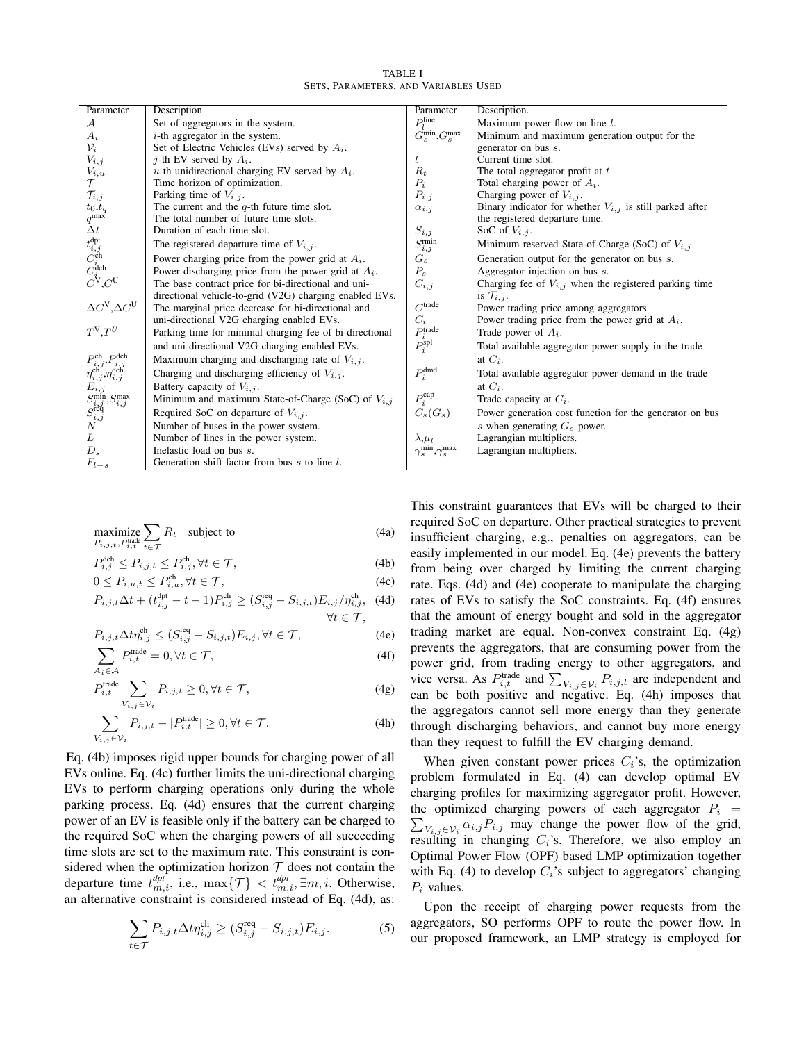TABLE I
SETS, PARAMETERS, AND VARIABLES USED

| Parameter | Description | Parameter | Description. |
|---|---|---|---|
| $\mathcal{A}$ | Set of aggregators in the system. | $P_l^{\text{line}}$ | Maximum power flow on line $l$. |
| $A_i$ | $i$-th aggregator in the system. | $G_s^{\min}$,$G_s^{\max}$ | Minimum and maximum generation output for the generator on bus $s$. |
| $\mathcal{V}_i$ | Set of Electric Vehicles (EVs) served by $A_i$. | | |
| $V_{i,j}$ | $j$-th EV served by $A_i$. | $t$ | Current time slot. |
| $V_{i,u}$ | $u$-th unidirectional charging EV served by $A_i$. | $R_t$ | The total aggregator profit at $t$. |
| $\mathcal{T}$ | Time horizon of optimization. | $P_i$ | Total charging power of $A_i$. |
| $\mathcal{T}_{i,j}$ | Parking time of $V_{i,j}$. | $P_{i,j}$ | Charging power of $V_{i,j}$. |
| $t_0$,$t_q$ | The current and the $q$-th future time slot. | $\alpha_{i,j}$ | Binary indicator for whether $V_{i,j}$ is still parked after the registered departure time. |
| $q^{\max}$ | The total number of future time slots. | | |
| $\Delta t$ | Duration of each time slot. | $S_{i,j}$ | SoC of $V_{i,j}$. |
| $t_{i,j}^{\text{dpt}}$ | The registered departure time of $V_{i,j}$. | $S_{i,j}^{\text{rmin}}$ | Minimum reserved State-of-Charge (SoC) of $V_{i,j}$. |
| $C_i^{\text{ch}}$ | Power charging price from the power grid at $A_i$. | $G_s$ | Generation output for the generator on bus $s$. |
| $C_i^{\text{dch}}$ | Power discharging price from the power grid at $A_i$. | $P_s$ | Aggregator injection on bus $s$. |
| $C^{\text{V}}$,$C^{\text{U}}$ | The base contract price for bi-directional and uni-directional vehicle-to-grid (V2G) charging enabled EVs. | $C_{i,j}$ | Charging fee of $V_{i,j}$ when the registered parking time is $\mathcal{T}_{i,j}$. |
| $\Delta C^{\text{V}}$,$\Delta C^{\text{U}}$ | The marginal price decrease for bi-directional and uni-directional V2G charging enabled EVs. | $C^{\text{trade}}$ | Power trading price among aggregators. |
| | | $C_i$ | Power trading price from the power grid at $A_i$. |
| $T^{\text{V}}$,$T^{U}$ | Parking time for minimal charging fee of bi-directional and uni-directional V2G charging enabled EVs. | $P_i^{\text{trade}}$ | Trade power of $A_i$. |
| | | $P_i^{\text{spl}}$ | Total available aggregator power supply in the trade at $C_i$. |
| $P_{i,j}^{\text{ch}}$,$P_{i,j}^{\text{dch}}$ | Maximum charging and discharging rate of $V_{i,j}$. | $P_i^{\text{dmd}}$ | Total available aggregator power demand in the trade at $C_i$. |
| $\eta_{i,j}^{\text{ch}}$,$\eta_{i,j}^{\text{dch}}$ | Charging and discharging efficiency of $V_{i,j}$. | | |
| $E_{i,j}$ | Battery capacity of $V_{i,j}$. | $P_i^{\text{cap}}$ | Trade capacity at $C_i$. |
| $S_{i,j}^{\min}$,$S_{i,j}^{\max}$ | Minimum and maximum State-of-Charge (SoC) of $V_{i,j}$. | $C_s(G_s)$ | Power generation cost function for the generator on bus $s$ when generating $G_s$ power. |
| $S_{i,j}^{\text{req}}$ | Required SoC on departure of $V_{i,j}$. | | |
| $N$ | Number of buses in the power system. | | |
| $L$ | Number of lines in the power system. | $\lambda$,$\mu_l$ | Lagrangian multipliers. |
| $D_s$ | Inelastic load on bus $s$. | $\gamma_s^{\min}$,$\gamma_s^{\max}$ | Lagrangian multipliers. |
| $F_{l-s}$ | Generation shift factor from bus $s$ to line $l$. | | |

$$\underset{P_{i,j,t},P_{i,t}^{\text{trade}}}{\text{maximize}} \sum_{t\in\mathcal{T}} R_t \quad \text{subject to} \tag{4a}$$

$$P_{i,j}^{\text{dch}} \le P_{i,j,t} \le P_{i,j}^{\text{ch}}, \forall t\in\mathcal{T}, \tag{4b}$$

$$0 \le P_{i,u,t} \le P_{i,u}^{\text{ch}}, \forall t\in\mathcal{T}, \tag{4c}$$

$$P_{i,j,t}\Delta t + (t_{i,j}^{\text{dpt}} - t - 1)P_{i,j}^{\text{ch}} \ge (S_{i,j}^{\text{req}} - S_{i,j,t})E_{i,j}/\eta_{i,j}^{\text{ch}}, \quad \forall t\in\mathcal{T}, \tag{4d}$$

$$P_{i,j,t}\Delta t\eta_{i,j}^{\text{ch}} \le (S_{i,j}^{\text{req}} - S_{i,j,t})E_{i,j}, \forall t\in\mathcal{T}, \tag{4e}$$

$$\sum_{A_i\in\mathcal{A}} P_{i,t}^{\text{trade}} = 0, \forall t\in\mathcal{T}, \tag{4f}$$

$$P_{i,t}^{\text{trade}} \sum_{V_{i,j}\in\mathcal{V}_i} P_{i,j,t} \ge 0, \forall t\in\mathcal{T}, \tag{4g}$$

$$\sum_{V_{i,j}\in\mathcal{V}_i} P_{i,j,t} - |P_{i,t}^{\text{trade}}| \ge 0, \forall t\in\mathcal{T}. \tag{4h}$$

Eq. (4b) imposes rigid upper bounds for charging power of all EVs online. Eq. (4c) further limits the uni-directional charging EVs to perform charging operations only during the whole parking process. Eq. (4d) ensures that the current charging power of an EV is feasible only if the battery can be charged to the required SoC when the charging powers of all succeeding time slots are set to the maximum rate. This constraint is considered when the optimization horizon $\mathcal{T}$ does not contain the departure time $t_{m,i}^{dpt}$, i.e., $\max\{\mathcal{T}\} < t_{m,i}^{dpt}, \exists m, i$. Otherwise, an alternative constraint is considered instead of Eq. (4d), as:

$$\sum_{t\in\mathcal{T}} P_{i,j,t}\Delta t\eta_{i,j}^{\text{ch}} \ge (S_{i,j}^{\text{req}} - S_{i,j,t})E_{i,j}. \tag{5}$$

This constraint guarantees that EVs will be charged to their required SoC on departure. Other practical strategies to prevent insufficient charging, e.g., penalties on aggregators, can be easily implemented in our model. Eq. (4e) prevents the battery from being over charged by limiting the current charging rate. Eqs. (4d) and (4e) cooperate to manipulate the charging rates of EVs to satisfy the SoC constraints. Eq. (4f) ensures that the amount of energy bought and sold in the aggregator trading market are equal. Non-convex constraint Eq. (4g) prevents the aggregators, that are consuming power from the power grid, from trading energy to other aggregators, and vice versa. As $P_{i,t}^{\text{trade}}$ and $\sum_{V_{i,j}\in\mathcal{V}_i} P_{i,j,t}$ are independent and can be both positive and negative. Eq. (4h) imposes that the aggregators cannot sell more energy than they generate through discharging behaviors, and cannot buy more energy than they request to fulfill the EV charging demand.

When given constant power prices $C_i$'s, the optimization problem formulated in Eq. (4) can develop optimal EV charging profiles for maximizing aggregator profit. However, the optimized charging powers of each aggregator $P_i = \sum_{V_{i,j}\in\mathcal{V}_i} \alpha_{i,j}P_{i,j}$ may change the power flow of the grid, resulting in changing $C_i$'s. Therefore, we also employ an Optimal Power Flow (OPF) based LMP optimization together with Eq. (4) to develop $C_i$'s subject to aggregators' changing $P_i$ values.

Upon the receipt of charging power requests from the aggregators, SO performs OPF to route the power flow. In our proposed framework, an LMP strategy is employed for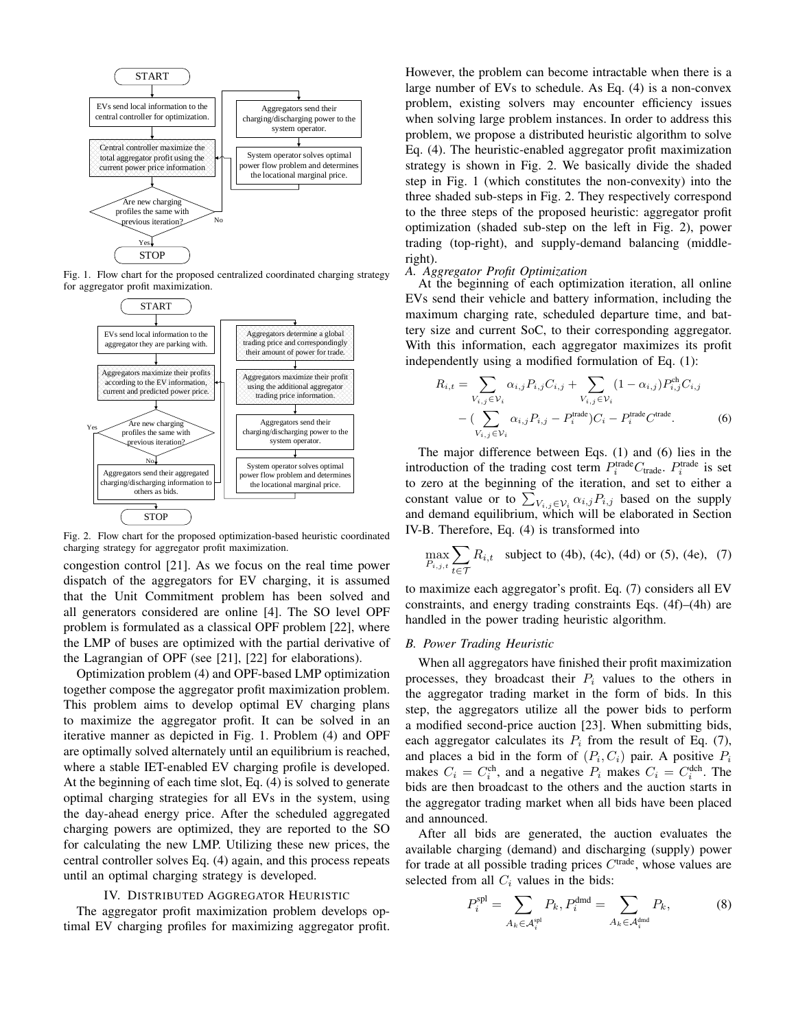Fig. 1. Flow chart for the proposed centralized coordinated charging strategy for aggregator profit maximization.

Fig. 2. Flow chart for the proposed optimization-based heuristic coordinated charging strategy for aggregator profit maximization.

congestion control [21]. As we focus on the real time power dispatch of the aggregators for EV charging, it is assumed that the Unit Commitment problem has been solved and all generators considered are online [4]. The SO level OPF problem is formulated as a classical OPF problem [22], where the LMP of buses are optimized with the partial derivative of the Lagrangian of OPF (see [21], [22] for elaborations).

Optimization problem (4) and OPF-based LMP optimization together compose the aggregator profit maximization problem. This problem aims to develop optimal EV charging plans to maximize the aggregator profit. It can be solved in an iterative manner as depicted in Fig. 1. Problem (4) and OPF are optimally solved alternately until an equilibrium is reached, where a stable IET-enabled EV charging profile is developed. At the beginning of each time slot, Eq. (4) is solved to generate optimal charging strategies for all EVs in the system, using the day-ahead energy price. After the scheduled aggregated charging powers are optimized, they are reported to the SO for calculating the new LMP. Utilizing these new prices, the central controller solves Eq. (4) again, and this process repeats until an optimal charging strategy is developed.

## IV. Distributed Aggregator Heuristic

The aggregator profit maximization problem develops optimal EV charging profiles for maximizing aggregator profit. However, the problem can become intractable when there is a large number of EVs to schedule. As Eq. (4) is a non-convex problem, existing solvers may encounter efficiency issues when solving large problem instances. In order to address this problem, we propose a distributed heuristic algorithm to solve Eq. (4). The heuristic-enabled aggregator profit maximization strategy is shown in Fig. 2. We basically divide the shaded step in Fig. 1 (which constitutes the non-convexity) into the three shaded sub-steps in Fig. 2. They respectively correspond to the three steps of the proposed heuristic: aggregator profit optimization (shaded sub-step on the left in Fig. 2), power trading (top-right), and supply-demand balancing (middle-right).

### *A. Aggregator Profit Optimization*

At the beginning of each optimization iteration, all online EVs send their vehicle and battery information, including the maximum charging rate, scheduled departure time, and battery size and current SoC, to their corresponding aggregator. With this information, each aggregator maximizes its profit independently using a modified formulation of Eq. (1):

$$R_{i,t} = \sum_{V_{i,j}\in\mathcal{V}_i} \alpha_{i,j} P_{i,j} C_{i,j} + \sum_{V_{i,j}\in\mathcal{V}_i} (1-\alpha_{i,j}) P^{\text{ch}}_{i,j} C_{i,j} - \big(\sum_{V_{i,j}\in\mathcal{V}_i} \alpha_{i,j} P_{i,j} - P^{\text{trade}}_i\big) C_i - P^{\text{trade}}_i C^{\text{trade}}. \tag{6}$$

The major difference between Eqs. (1) and (6) lies in the introduction of the trading cost term $P^{\text{trade}}_i C_{\text{trade}}$. $P^{\text{trade}}_i$ is set to zero at the beginning of the iteration, and set to either a constant value or to $\sum_{V_{i,j}\in\mathcal{V}_i} \alpha_{i,j} P_{i,j}$ based on the supply and demand equilibrium, which will be elaborated in Section IV-B. Therefore, Eq. (4) is transformed into

$$\max_{P_{i,j,t}} \sum_{t\in\mathcal{T}} R_{i,t} \quad \text{subject to (4b), (4c), (4d) or (5), (4e),} \tag{7}$$

to maximize each aggregator's profit. Eq. (7) considers all EV constraints, and energy trading constraints Eqs. (4f)–(4h) are handled in the power trading heuristic algorithm.

### *B. Power Trading Heuristic*

When all aggregators have finished their profit maximization processes, they broadcast their $P_i$ values to the others in the aggregator trading market in the form of bids. In this step, the aggregators utilize all the power bids to perform a modified second-price auction [23]. When submitting bids, each aggregator calculates its $P_i$ from the result of Eq. (7), and places a bid in the form of $(P_i, C_i)$ pair. A positive $P_i$ makes $C_i = C^{\text{ch}}_i$, and a negative $P_i$ makes $C_i = C^{\text{dch}}_i$. The bids are then broadcast to the others and the auction starts in the aggregator trading market when all bids have been placed and announced.

After all bids are generated, the auction evaluates the available charging (demand) and discharging (supply) power for trade at all possible trading prices $C^{\text{trade}}$, whose values are selected from all $C_i$ values in the bids:

$$P^{\text{spl}}_i = \sum_{A_k\in\mathcal{A}^{\text{spl}}_i} P_k, \quad P^{\text{dmd}}_i = \sum_{A_k\in\mathcal{A}^{\text{dmd}}_i} P_k, \tag{8}$$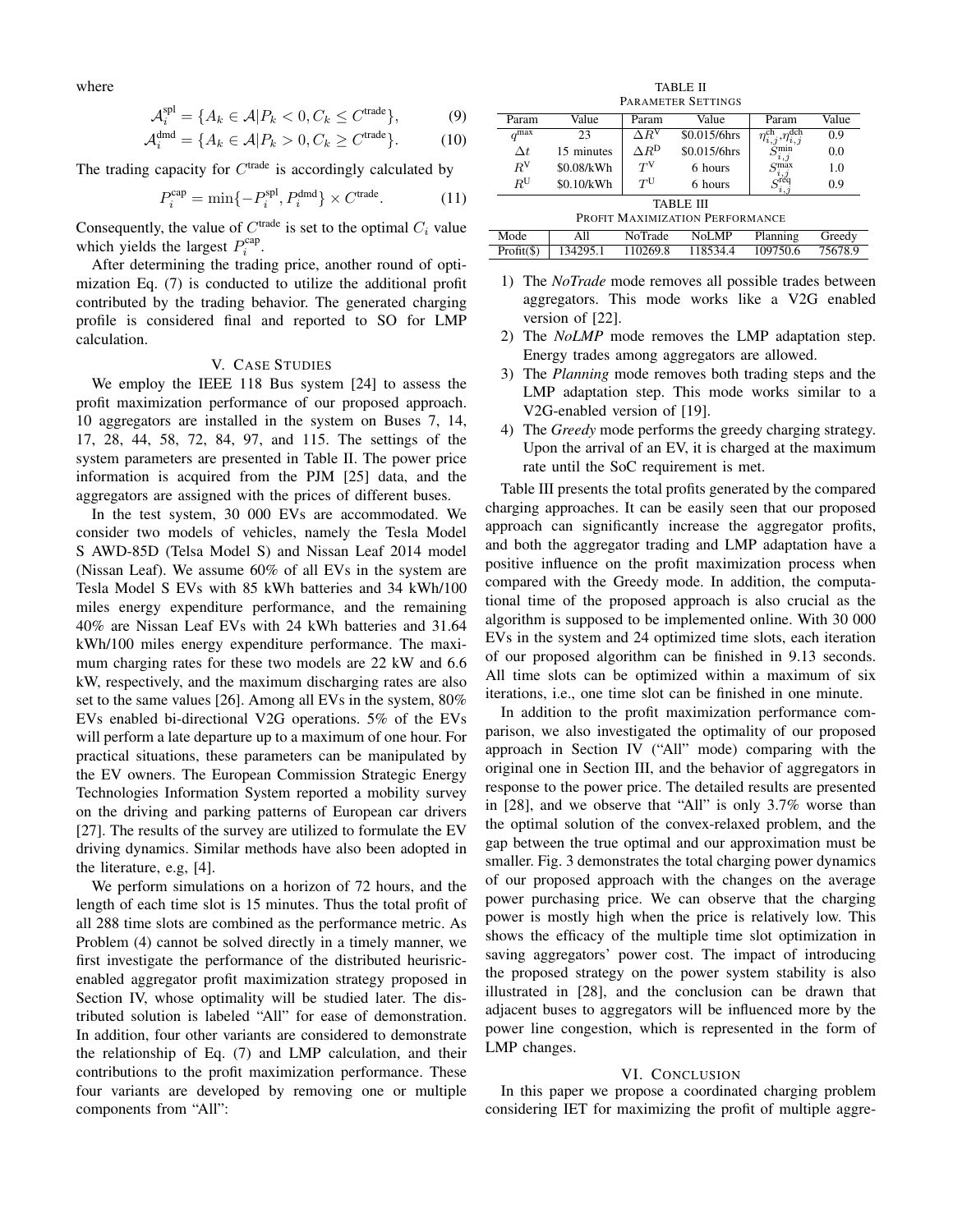where

$$\mathcal{A}_i^{\text{spl}} = \{A_k \in \mathcal{A} | P_k < 0, C_k \leq C^{\text{trade}}\}, \tag{9}$$

$$\mathcal{A}_i^{\text{dmd}} = \{A_k \in \mathcal{A} | P_k > 0, C_k \geq C^{\text{trade}}\}. \tag{10}$$

The trading capacity for $C^{\text{trade}}$ is accordingly calculated by

$$P_i^{\text{cap}} = \min\{-P_i^{\text{spl}}, P_i^{\text{dmd}}\} \times C^{\text{trade}}. \tag{11}$$

Consequently, the value of $C^{\text{trade}}$ is set to the optimal $C_i$ value which yields the largest $P_i^{\text{cap}}$.

After determining the trading price, another round of optimization Eq. (7) is conducted to utilize the additional profit contributed by the trading behavior. The generated charging profile is considered final and reported to SO for LMP calculation.

## V. Case Studies

We employ the IEEE 118 Bus system [24] to assess the profit maximization performance of our proposed approach. 10 aggregators are installed in the system on Buses 7, 14, 17, 28, 44, 58, 72, 84, 97, and 115. The settings of the system parameters are presented in Table II. The power price information is acquired from the PJM [25] data, and the aggregators are assigned with the prices of different buses.

In the test system, 30 000 EVs are accommodated. We consider two models of vehicles, namely the Tesla Model S AWD-85D (Telsa Model S) and Nissan Leaf 2014 model (Nissan Leaf). We assume 60% of all EVs in the system are Tesla Model S EVs with 85 kWh batteries and 34 kWh/100 miles energy expenditure performance, and the remaining 40% are Nissan Leaf EVs with 24 kWh batteries and 31.64 kWh/100 miles energy expenditure performance. The maximum charging rates for these two models are 22 kW and 6.6 kW, respectively, and the maximum discharging rates are also set to the same values [26]. Among all EVs in the system, 80% EVs enabled bi-directional V2G operations. 5% of the EVs will perform a late departure up to a maximum of one hour. For practical situations, these parameters can be manipulated by the EV owners. The European Commission Strategic Energy Technologies Information System reported a mobility survey on the driving and parking patterns of European car drivers [27]. The results of the survey are utilized to formulate the EV driving dynamics. Similar methods have also been adopted in the literature, e.g, [4].

We perform simulations on a horizon of 72 hours, and the length of each time slot is 15 minutes. Thus the total profit of all 288 time slots are combined as the performance metric. As Problem (4) cannot be solved directly in a timely manner, we first investigate the performance of the distributed heurisric-enabled aggregator profit maximization strategy proposed in Section IV, whose optimality will be studied later. The distributed solution is labeled "All" for ease of demonstration. In addition, four other variants are considered to demonstrate the relationship of Eq. (7) and LMP calculation, and their contributions to the profit maximization performance. These four variants are developed by removing one or multiple components from "All":

TABLE II
Parameter Settings

| Param | Value | Param | Value | Param | Value |
|---|---|---|---|---|---|
| $q^{\max}$ | 23 | $\Delta R^{\text{V}}$ | \$0.015/6hrs | $\eta_{i,j}^{\text{ch}}, \eta_{i,j}^{\text{dch}}$ | 0.9 |
| $\Delta t$ | 15 minutes | $\Delta R^{\text{D}}$ | \$0.015/6hrs | $S_{i,j}^{\min}$ | 0.0 |
| $R^{\text{V}}$ | \$0.08/kWh | $T^{\text{V}}$ | 6 hours | $S_{i,j}^{\max}$ | 1.0 |
| $R^{\text{U}}$ | \$0.10/kWh | $T^{\text{U}}$ | 6 hours | $S_{i,j}^{\text{req}}$ | 0.9 |

TABLE III
Profit Maximization Performance

| Mode | All | NoTrade | NoLMP | Planning | Greedy |
|---|---|---|---|---|---|
| Profit(\$) | 134295.1 | 110269.8 | 118534.4 | 109750.6 | 75678.9 |

1) The *NoTrade* mode removes all possible trades between aggregators. This mode works like a V2G enabled version of [22].
2) The *NoLMP* mode removes the LMP adaptation step. Energy trades among aggregators are allowed.
3) The *Planning* mode removes both trading steps and the LMP adaptation step. This mode works similar to a V2G-enabled version of [19].
4) The *Greedy* mode performs the greedy charging strategy. Upon the arrival of an EV, it is charged at the maximum rate until the SoC requirement is met.

Table III presents the total profits generated by the compared charging approaches. It can be easily seen that our proposed approach can significantly increase the aggregator profits, and both the aggregator trading and LMP adaptation have a positive influence on the profit maximization process when compared with the Greedy mode. In addition, the computational time of the proposed approach is also crucial as the algorithm is supposed to be implemented online. With 30 000 EVs in the system and 24 optimized time slots, each iteration of our proposed algorithm can be finished in 9.13 seconds. All time slots can be optimized within a maximum of six iterations, i.e., one time slot can be finished in one minute.

In addition to the profit maximization performance comparison, we also investigated the optimality of our proposed approach in Section IV ("All" mode) comparing with the original one in Section III, and the behavior of aggregators in response to the power price. The detailed results are presented in [28], and we observe that "All" is only 3.7% worse than the optimal solution of the convex-relaxed problem, and the gap between the true optimal and our approximation must be smaller. Fig. 3 demonstrates the total charging power dynamics of our proposed approach with the changes on the average power purchasing price. We can observe that the charging power is mostly high when the price is relatively low. This shows the efficacy of the multiple time slot optimization in saving aggregators' power cost. The impact of introducing the proposed strategy on the power system stability is also illustrated in [28], and the conclusion can be drawn that adjacent buses to aggregators will be influenced more by the power line congestion, which is represented in the form of LMP changes.

## VI. Conclusion

In this paper we propose a coordinated charging problem considering IET for maximizing the profit of multiple aggre-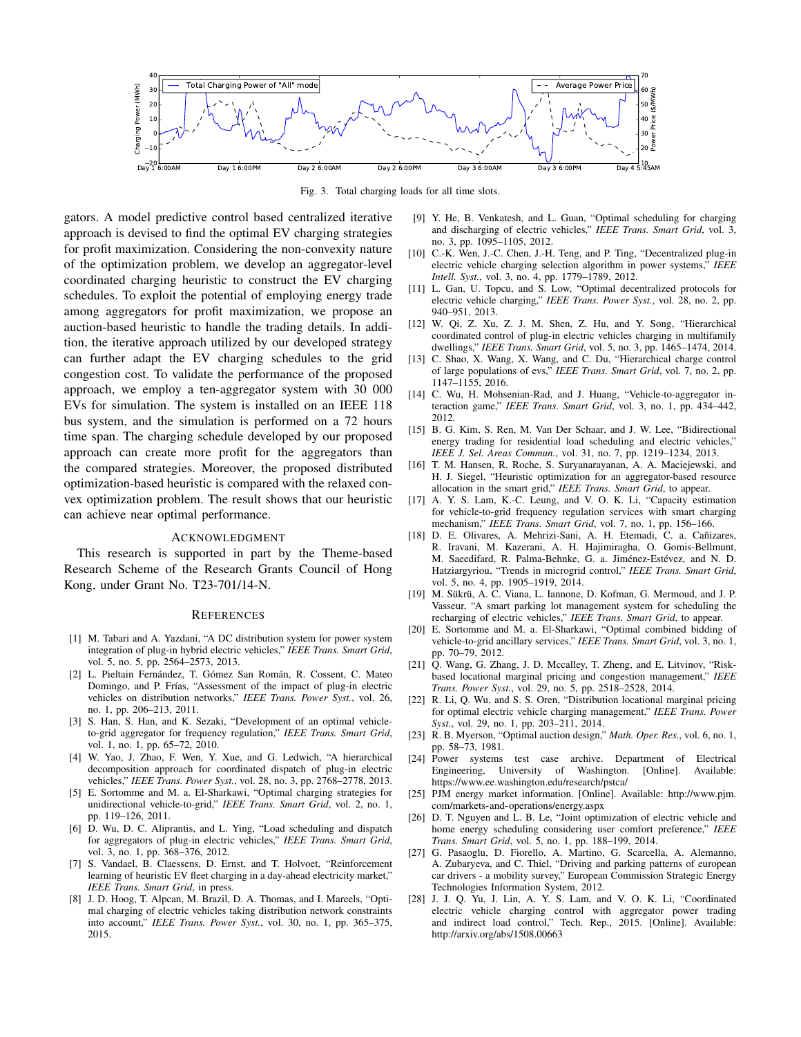Total Charging Power of "All" mode

Average Power Price

Charging Power (MWh)

Power Price ($/MWh)

40
30
20
10
0
−10
−20

70
60
50
40
30
20
10

Day 1 6:00AM
Day 1 6:00PM
Day 2 6:00AM
Day 2 6:00PM
Day 3 6:00AM
Day 3 6:00PM
Day 4 5:45AM

Fig. 3. Total charging loads for all time slots.

gators. A model predictive control based centralized iterative approach is devised to find the optimal EV charging strategies for profit maximization. Considering the non-convexity nature of the optimization problem, we develop an aggregator-level coordinated charging heuristic to construct the EV charging schedules. To exploit the potential of employing energy trade among aggregators for profit maximization, we propose an auction-based heuristic to handle the trading details. In addition, the iterative approach utilized by our developed strategy can further adapt the EV charging schedules to the grid congestion cost. To validate the performance of the proposed approach, we employ a ten-aggregator system with 30 000 EVs for simulation. The system is installed on an IEEE 118 bus system, and the simulation is performed on a 72 hours time span. The charging schedule developed by our proposed approach can create more profit for the aggregators than the compared strategies. Moreover, the proposed distributed optimization-based heuristic is compared with the relaxed convex optimization problem. The result shows that our heuristic can achieve near optimal performance.

## Acknowledgment

This research is supported in part by the Theme-based Research Scheme of the Research Grants Council of Hong Kong, under Grant No. T23-701/14-N.

## References

[1] M. Tabari and A. Yazdani, "A DC distribution system for power system integration of plug-in hybrid electric vehicles," *IEEE Trans. Smart Grid*, vol. 5, no. 5, pp. 2564–2573, 2013.

[2] L. Pieltain Fernández, T. Gómez San Román, R. Cossent, C. Mateo Domingo, and P. Frías, "Assessment of the impact of plug-in electric vehicles on distribution networks," *IEEE Trans. Power Syst.*, vol. 26, no. 1, pp. 206–213, 2011.

[3] S. Han, S. Han, and K. Sezaki, "Development of an optimal vehicle-to-grid aggregator for frequency regulation," *IEEE Trans. Smart Grid*, vol. 1, no. 1, pp. 65–72, 2010.

[4] W. Yao, J. Zhao, F. Wen, Y. Xue, and G. Ledwich, "A hierarchical decomposition approach for coordinated dispatch of plug-in electric vehicles," *IEEE Trans. Power Syst.*, vol. 28, no. 3, pp. 2768–2778, 2013.

[5] E. Sortomme and M. a. El-Sharkawi, "Optimal charging strategies for unidirectional vehicle-to-grid," *IEEE Trans. Smart Grid*, vol. 2, no. 1, pp. 119–126, 2011.

[6] D. Wu, D. C. Aliprantis, and L. Ying, "Load scheduling and dispatch for aggregators of plug-in electric vehicles," *IEEE Trans. Smart Grid*, vol. 3, no. 1, pp. 368–376, 2012.

[7] S. Vandael, B. Claessens, D. Ernst, and T. Holvoet, "Reinforcement learning of heuristic EV fleet charging in a day-ahead electricity market," *IEEE Trans. Smart Grid*, in press.

[8] J. D. Hoog, T. Alpcan, M. Brazil, D. A. Thomas, and I. Mareels, "Optimal charging of electric vehicles taking distribution network constraints into account," *IEEE Trans. Power Syst.*, vol. 30, no. 1, pp. 365–375, 2015.

[9] Y. He, B. Venkatesh, and L. Guan, "Optimal scheduling for charging and discharging of electric vehicles," *IEEE Trans. Smart Grid*, vol. 3, no. 3, pp. 1095–1105, 2012.

[10] C.-K. Wen, J.-C. Chen, J.-H. Teng, and P. Ting, "Decentralized plug-in electric vehicle charging selection algorithm in power systems," *IEEE Intell. Syst.*, vol. 3, no. 4, pp. 1779–1789, 2012.

[11] L. Gan, U. Topcu, and S. Low, "Optimal decentralized protocols for electric vehicle charging," *IEEE Trans. Power Syst.*, vol. 28, no. 2, pp. 940–951, 2013.

[12] W. Qi, Z. Xu, Z. J. M. Shen, Z. Hu, and Y. Song, "Hierarchical coordinated control of plug-in electric vehicles charging in multifamily dwellings," *IEEE Trans. Smart Grid*, vol. 5, no. 3, pp. 1465–1474, 2014.

[13] C. Shao, X. Wang, X. Wang, and C. Du, "Hierarchical charge control of large populations of evs," *IEEE Trans. Smart Grid*, vol. 7, no. 2, pp. 1147–1155, 2016.

[14] C. Wu, H. Mohsenian-Rad, and J. Huang, "Vehicle-to-aggregator interaction game," *IEEE Trans. Smart Grid*, vol. 3, no. 1, pp. 434–442, 2012.

[15] B. G. Kim, S. Ren, M. Van Der Schaar, and J. W. Lee, "Bidirectional energy trading for residential load scheduling and electric vehicles," *IEEE J. Sel. Areas Commun.*, vol. 31, no. 7, pp. 1219–1234, 2013.

[16] T. M. Hansen, R. Roche, S. Suryanarayanan, A. A. Maciejewski, and H. J. Siegel, "Heuristic optimization for an aggregator-based resource allocation in the smart grid," *IEEE Trans. Smart Grid*, to appear.

[17] A. Y. S. Lam, K.-C. Leung, and V. O. K. Li, "Capacity estimation for vehicle-to-grid frequency regulation services with smart charging mechanism," *IEEE Trans. Smart Grid*, vol. 7, no. 1, pp. 156–166.

[18] D. E. Olivares, A. Mehrizi-Sani, A. H. Etemadi, C. a. Cañizares, R. Iravani, M. Kazerani, A. H. Hajimiragha, O. Gomis-Bellmunt, M. Saeedifard, R. Palma-Behnke, G. a. Jiménez-Estévez, and N. D. Hatziargyriou, "Trends in microgrid control," *IEEE Trans. Smart Grid*, vol. 5, no. 4, pp. 1905–1919, 2014.

[19] M. Sükrü, A. C. Viana, L. Iannone, D. Kofman, G. Mermoud, and J. P. Vasseur, "A smart parking lot management system for scheduling the recharging of electric vehicles," *IEEE Trans. Smart Grid*, to appear.

[20] E. Sortomme and M. a. El-Sharkawi, "Optimal combined bidding of vehicle-to-grid ancillary services," *IEEE Trans. Smart Grid*, vol. 3, no. 1, pp. 70–79, 2012.

[21] Q. Wang, G. Zhang, J. D. Mccalley, T. Zheng, and E. Litvinov, "Risk-based locational marginal pricing and congestion management," *IEEE Trans. Power Syst.*, vol. 29, no. 5, pp. 2518–2528, 2014.

[22] R. Li, Q. Wu, and S. S. Oren, "Distribution locational marginal pricing for optimal electric vehicle charging management," *IEEE Trans. Power Syst.*, vol. 29, no. 1, pp. 203–211, 2014.

[23] R. B. Myerson, "Optimal auction design," *Math. Oper. Res.*, vol. 6, no. 1, pp. 58–73, 1981.

[24] Power systems test case archive. Department of Electrical Engineering, University of Washington. [Online]. Available: https://www.ee.washington.edu/research/pstca/

[25] PJM energy market information. [Online]. Available: http://www.pjm.com/markets-and-operations/energy.aspx

[26] D. T. Nguyen and L. B. Le, "Joint optimization of electric vehicle and home energy scheduling considering user comfort preference," *IEEE Trans. Smart Grid*, vol. 5, no. 1, pp. 188–199, 2014.

[27] G. Pasaoglu, D. Fiorello, A. Martino, G. Scarcella, A. Alemanno, A. Zubaryeva, and C. Thiel, "Driving and parking patterns of european car drivers - a mobility survey," European Commission Strategic Energy Technologies Information System, 2012.

[28] J. J. Q. Yu, J. Lin, A. Y. S. Lam, and V. O. K. Li, "Coordinated electric vehicle charging control with aggregator power trading and indirect load control," Tech. Rep., 2015. [Online]. Available: http://arxiv.org/abs/1508.00663